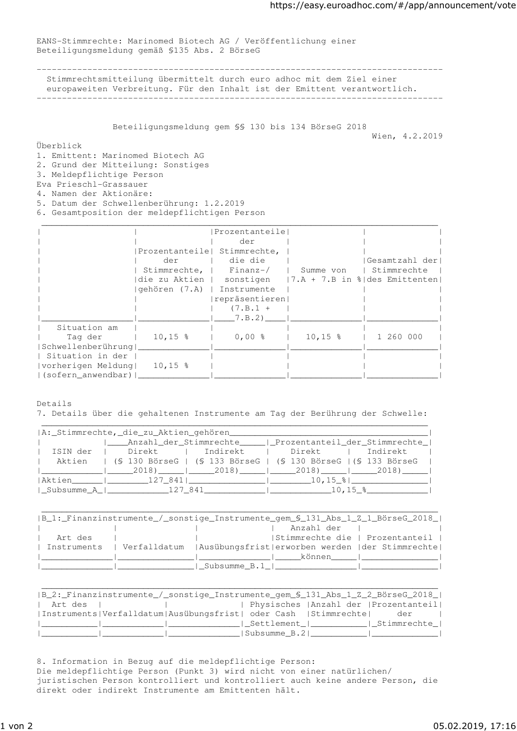EANS-Stimmrechte: Marinomed Biotech AG / Veröffentlichung einer Beteiligungsmeldung gemäß §135 Abs. 2 BörseG

---

Stimmrechtsmitteilung übermittelt durch euro adhoc mit dem Ziel einer europaweiten Verbreitung. Für den Inhalt ist der Emittent verantwortlich.

---

## Beteiligungsmeldung gem §§ 130 bis 134 BörseG 2018

Wien, 4.2.2019

Überblick

1. Emittent: Marinomed Biotech AG
2. Grund der Mitteilung: Sonstiges
3. Meldepflichtige Person
Eva Prieschl-Grassauer
4. Namen der Aktionäre:
5. Datum der Schwellenberührung: 1.2.2019
6. Gesamtposition der meldepflichtigen Person

| | Prozentanteile der Stimmrechte, die zu Aktien gehören (7.A) | Prozentanteile der Stimmrechte, die die Finanz-/ sonstigen Instrumente repräsentieren (7.B.1 + 7.B.2) | Summe von 7.A + 7.B in % | Gesamtzahl der Stimmrechte des Emittenten |
|---|---|---|---|---|
| Situation am Tag der Schwellenberührung | 10,15 % | 0,00 % | 10,15 % | 1 260 000 |
| Situation in der vorherigen Meldung (sofern anwendbar) | 10,15 % | | | |

Details

7. Details über die gehaltenen Instrumente am Tag der Berührung der Schwelle:

| A: Stimmrechte, die zu Aktien gehören | | | | |
|---|---|---|---|---|
| ISIN der Aktien | Anzahl der Stimmrechte | | Prozentanteil der Stimmrechte | |
| | Direkt (§ 130 BörseG 2018) | Indirekt (§ 133 BörseG 2018) | Direkt (§ 130 BörseG 2018) | Indirekt (§ 133 BörseG 2018) |
| Aktien | 127 841 | | 10,15 % | |
| Subsumme A | 127 841 | | 10,15 % | |

| B 1: Finanzinstrumente / sonstige Instrumente gem § 131 Abs 1 Z 1 BörseG 2018 | | | | |
|---|---|---|---|---|
| Art des Instruments | Verfalldatum | Ausübungsfrist | Anzahl der Stimmrechte die erworben werden können | Prozentanteil der Stimmrechte |
| | | Subsumme B.1 | | |

| B 2: Finanzinstrumente / sonstige Instrumente gem § 131 Abs 1 Z 2 BörseG 2018 | | | | | |
|---|---|---|---|---|---|
| Art des Instruments | Verfalldatum | Ausübungsfrist | Physisches oder Cash Settlement | Anzahl der Stimmrechte | Prozentanteil der Stimmrechte |
| | | | Subsumme B.2 | | |

8. Information in Bezug auf die meldepflichtige Person:
Die meldepflichtige Person (Punkt 3) wird nicht von einer natürlichen/ juristischen Person kontrolliert und kontrolliert auch keine andere Person, die direkt oder indirekt Instrumente am Emittenten hält.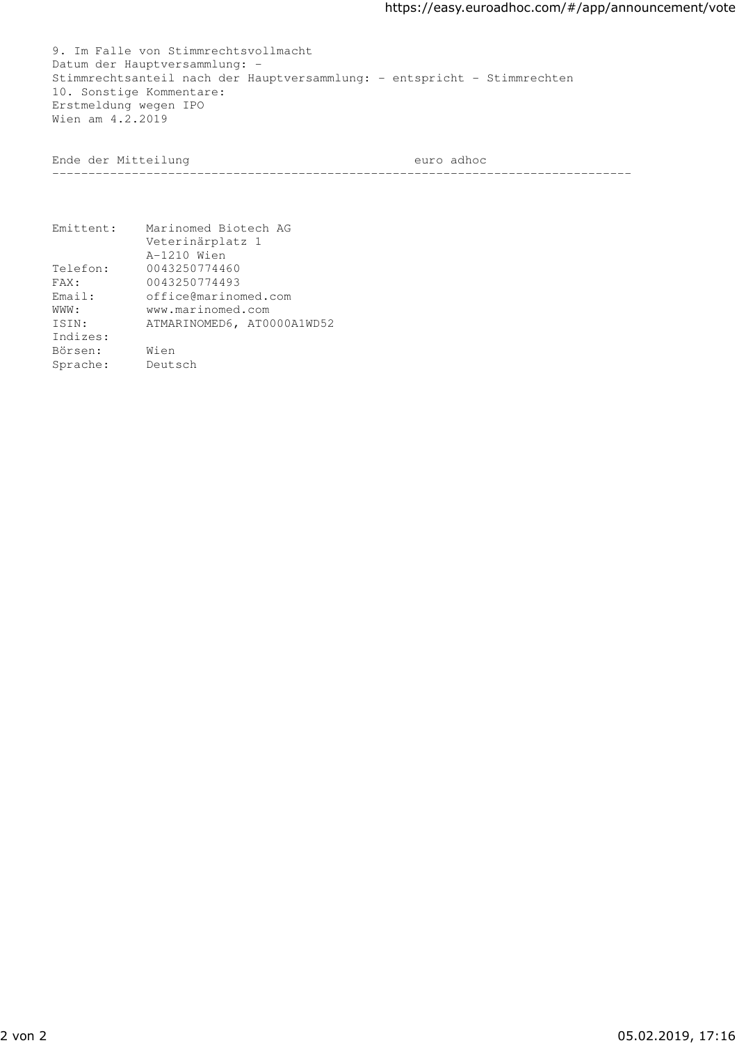9. Im Falle von Stimmrechtsvollmacht
Datum der Hauptversammlung: -
Stimmrechtsanteil nach der Hauptversammlung: - entspricht - Stimmrechten
10. Sonstige Kommentare:
Erstmeldung wegen IPO
Wien am 4.2.2019

Ende der Mitteilung euro adhoc

---

| | |
|---|---|
| Emittent: | Marinomed Biotech AG<br>Veterinärplatz 1<br>A-1210 Wien |
| Telefon: | 0043250774460 |
| FAX: | 0043250774493 |
| Email: | office@marinomed.com |
| WWW: | www.marinomed.com |
| ISIN: | ATMARINOMED6, AT0000A1WD52 |
| Indizes: | |
| Börsen: | Wien |
| Sprache: | Deutsch |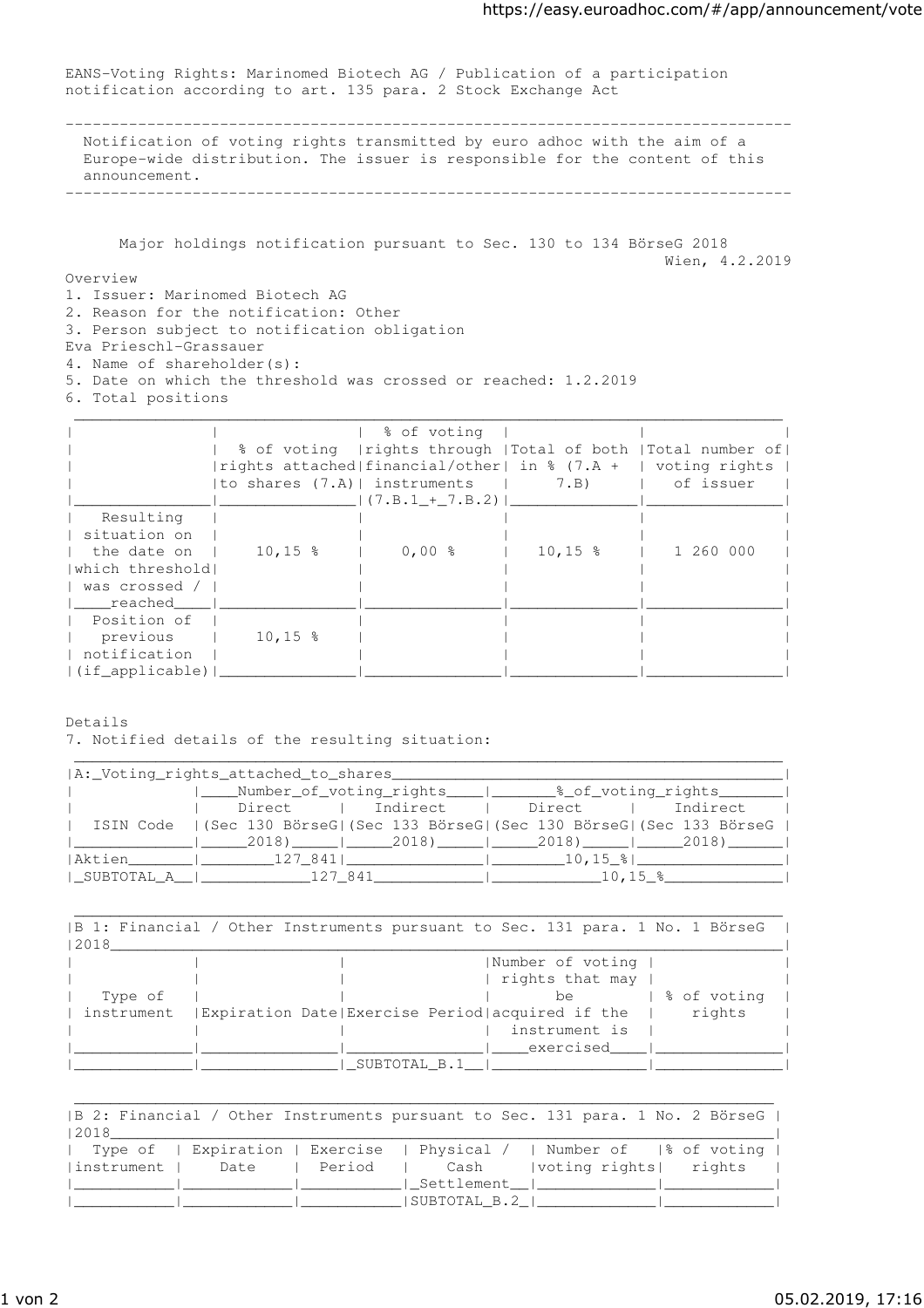EANS-Voting Rights: Marinomed Biotech AG / Publication of a participation notification according to art. 135 para. 2 Stock Exchange Act

---

Notification of voting rights transmitted by euro adhoc with the aim of a Europe-wide distribution. The issuer is responsible for the content of this announcement.

---

Major holdings notification pursuant to Sec. 130 to 134 BörseG 2018

Wien, 4.2.2019

Overview
1. Issuer: Marinomed Biotech AG
2. Reason for the notification: Other
3. Person subject to notification obligation
Eva Prieschl-Grassauer
4. Name of shareholder(s):
5. Date on which the threshold was crossed or reached: 1.2.2019
6. Total positions

| | % of voting rights attached to shares (7.A) | % of voting rights through financial/other instruments (7.B.1 + 7.B.2) | Total of both in % (7.A + 7.B) | Total number of voting rights of issuer |
|---|---|---|---|---|
| Resulting situation on the date on which threshold was crossed / reached | 10,15 % | 0,00 % | 10,15 % | 1 260 000 |
| Position of previous notification (if applicable) | 10,15 % | | | |

Details
7. Notified details of the resulting situation:

A: Voting rights attached to shares

| ISIN Code | Number of voting rights Direct (Sec 130 BörseG 2018) | Number of voting rights Indirect (Sec 133 BörseG 2018) | % of voting rights Direct (Sec 130 BörseG 2018) | % of voting rights Indirect (Sec 133 BörseG 2018) |
|---|---|---|---|---|
| Aktien | 127 841 | | 10,15 % | |
| SUBTOTAL A | 127 841 | | 10,15 % | |

B 1: Financial / Other Instruments pursuant to Sec. 131 para. 1 No. 1 BörseG 2018

| Type of instrument | Expiration Date | Exercise Period | Number of voting rights that may be acquired if the instrument is exercised | % of voting rights |
|---|---|---|---|---|
| | | | | |
| | | SUBTOTAL B.1 | | |

B 2: Financial / Other Instruments pursuant to Sec. 131 para. 1 No. 2 BörseG 2018

| Type of instrument | Expiration Date | Exercise Period | Physical / Cash Settlement | Number of voting rights | % of voting rights |
|---|---|---|---|---|---|
| | | | | | |
| | | | SUBTOTAL B.2 | | |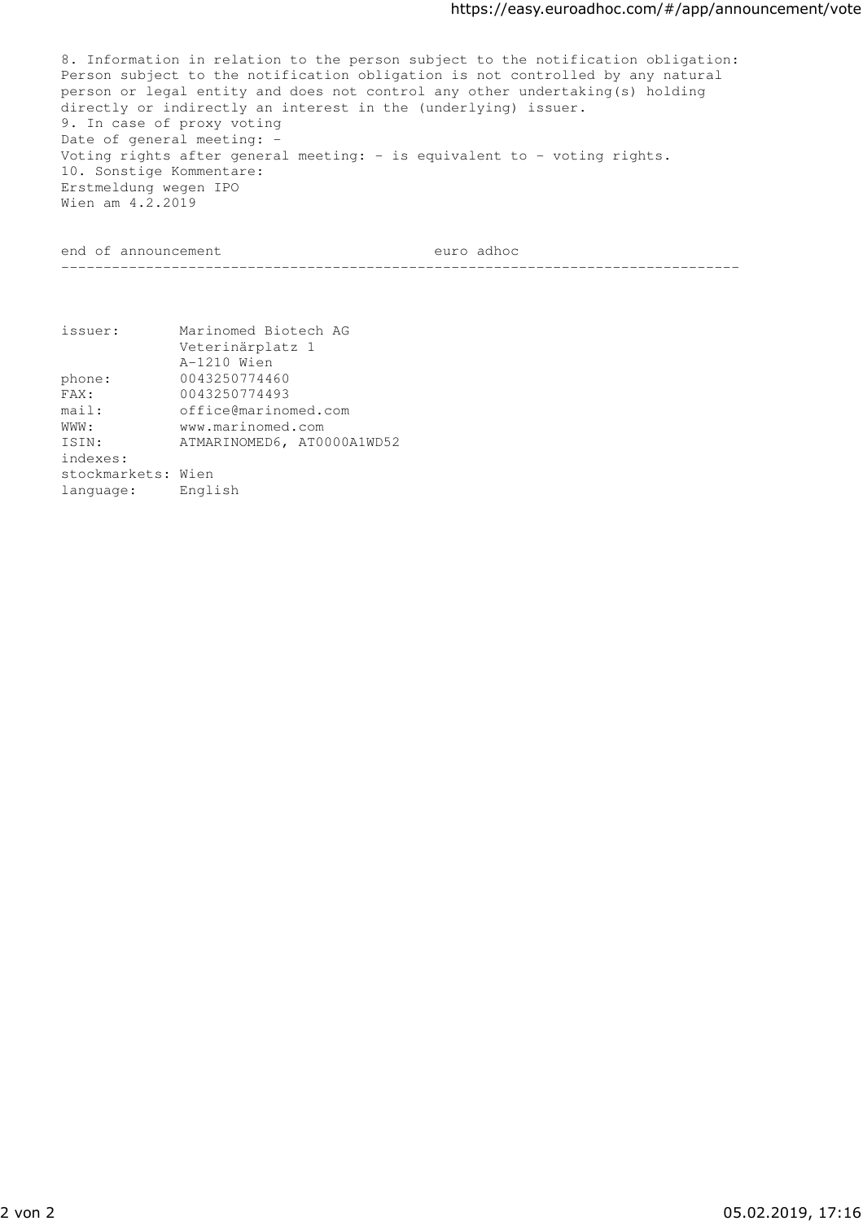8. Information in relation to the person subject to the notification obligation:
Person subject to the notification obligation is not controlled by any natural person or legal entity and does not control any other undertaking(s) holding directly or indirectly an interest in the (underlying) issuer.
9. In case of proxy voting
Date of general meeting: -
Voting rights after general meeting: - is equivalent to - voting rights.
10. Sonstige Kommentare:
Erstmeldung wegen IPO
Wien am 4.2.2019

end of announcement euro adhoc

---

| | |
|---|---|
| issuer: | Marinomed Biotech AG |
| | Veterinärplatz 1 |
| | A-1210 Wien |
| phone: | 0043250774460 |
| FAX: | 0043250774493 |
| mail: | office@marinomed.com |
| WWW: | www.marinomed.com |
| ISIN: | ATMARINOMED6, AT0000A1WD52 |
| indexes: | |
| stockmarkets: | Wien |
| language: | English |